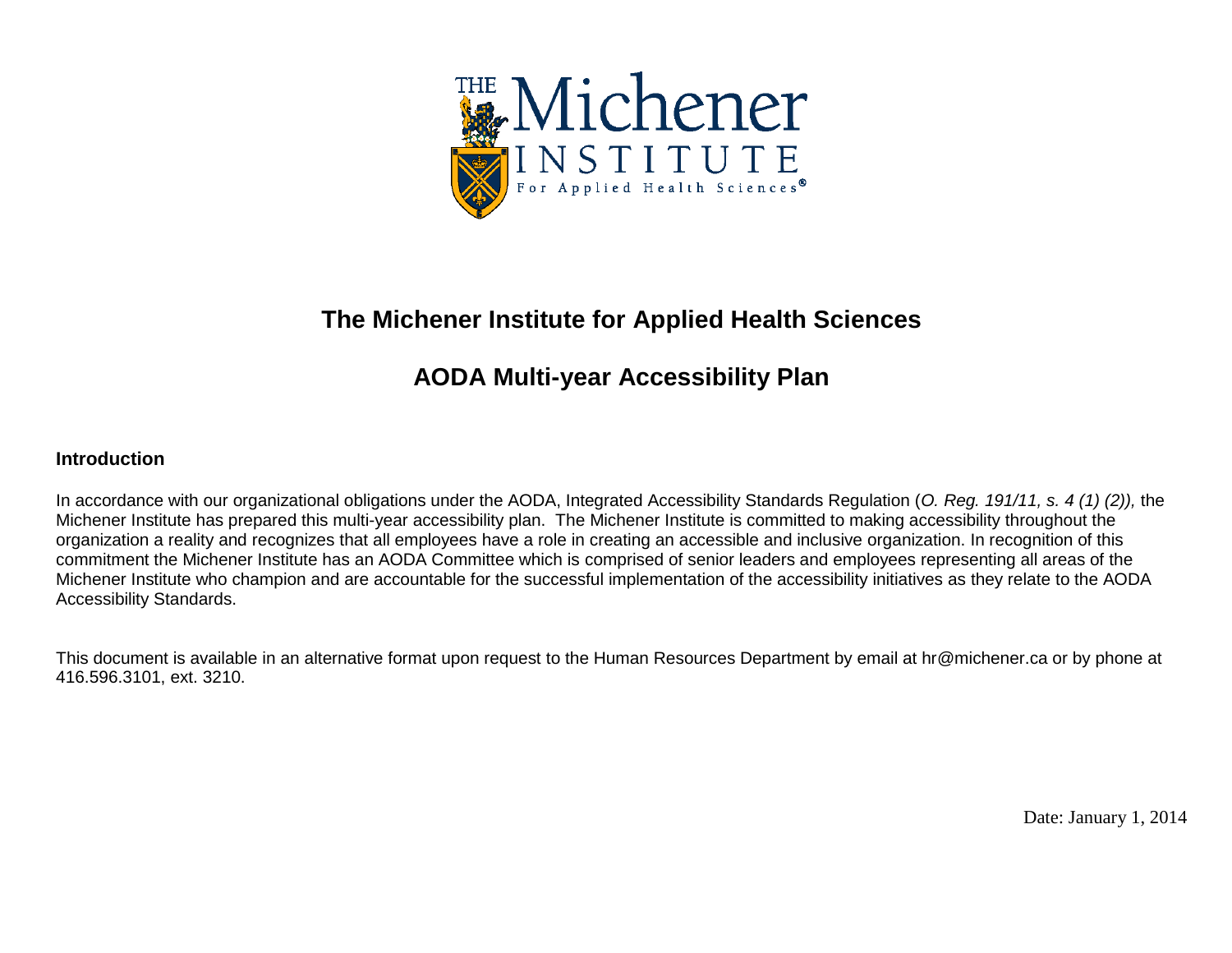# The Michener Institute for Applied Health Sciences

## AODA Multi-year Accessibility Plan

### Introduction

In accordance with our organizational obligations under the AODA, Integrated Accessibility Standards Regulation (*O. Reg. 191/11, s. 4 (1) (2)),* the Michener Institute has prepared this multi-year accessibility plan. The Michener Institute is committed to making accessibility throughout the organization a reality and recognizes that all employees have a role in creating an accessible and inclusive organization. In recognition of this commitment the Michener Institute has an AODA Committee which is comprised of senior leaders and employees representing all areas of the Michener Institute who champion and are accountable for the successful implementation of the accessibility initiatives as they relate to the AODA Accessibility Standards.

This document is available in an alternative format upon request to the Human Resources Department by email at hr@michener.ca or by phone at 416.596.3101, ext. 3210.

Date: January 1, 2014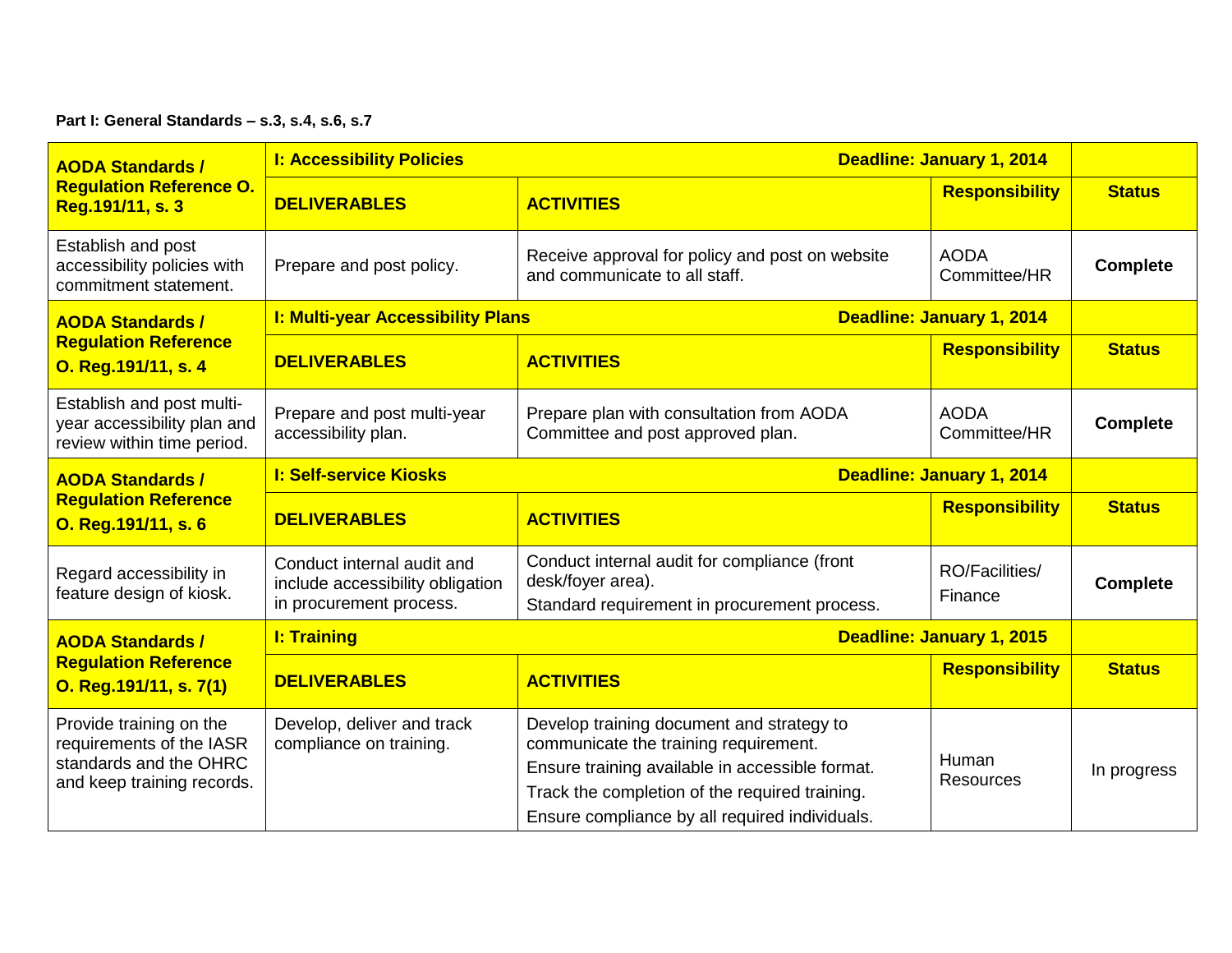**Part I: General Standards – s.3, s.4, s.6, s.7**

| **AODA Standards / Regulation Reference O. Reg.191/11, s. 3** | **I: Accessibility Policies** | **Deadline: January 1, 2014** | | |
|---|---|---|---|---|
| | **DELIVERABLES** | **ACTIVITIES** | **Responsibility** | **Status** |
| Establish and post accessibility policies with commitment statement. | Prepare and post policy. | Receive approval for policy and post on website and communicate to all staff. | AODA Committee/HR | **Complete** |
| **AODA Standards / Regulation Reference O. Reg.191/11, s. 4** | **I: Multi-year Accessibility Plans** | **Deadline: January 1, 2014** | | |
| | **DELIVERABLES** | **ACTIVITIES** | **Responsibility** | **Status** |
| Establish and post multi-year accessibility plan and review within time period. | Prepare and post multi-year accessibility plan. | Prepare plan with consultation from AODA Committee and post approved plan. | AODA Committee/HR | **Complete** |
| **AODA Standards / Regulation Reference O. Reg.191/11, s. 6** | **I: Self-service Kiosks** | **Deadline: January 1, 2014** | | |
| | **DELIVERABLES** | **ACTIVITIES** | **Responsibility** | **Status** |
| Regard accessibility in feature design of kiosk. | Conduct internal audit and include accessibility obligation in procurement process. | Conduct internal audit for compliance (front desk/foyer area).<br>Standard requirement in procurement process. | RO/Facilities/ Finance | **Complete** |
| **AODA Standards / Regulation Reference O. Reg.191/11, s. 7(1)** | **I: Training** | **Deadline: January 1, 2015** | | |
| | **DELIVERABLES** | **ACTIVITIES** | **Responsibility** | **Status** |
| Provide training on the requirements of the IASR standards and the OHRC and keep training records. | Develop, deliver and track compliance on training. | Develop training document and strategy to communicate the training requirement.<br>Ensure training available in accessible format.<br>Track the completion of the required training.<br>Ensure compliance by all required individuals. | Human Resources | In progress |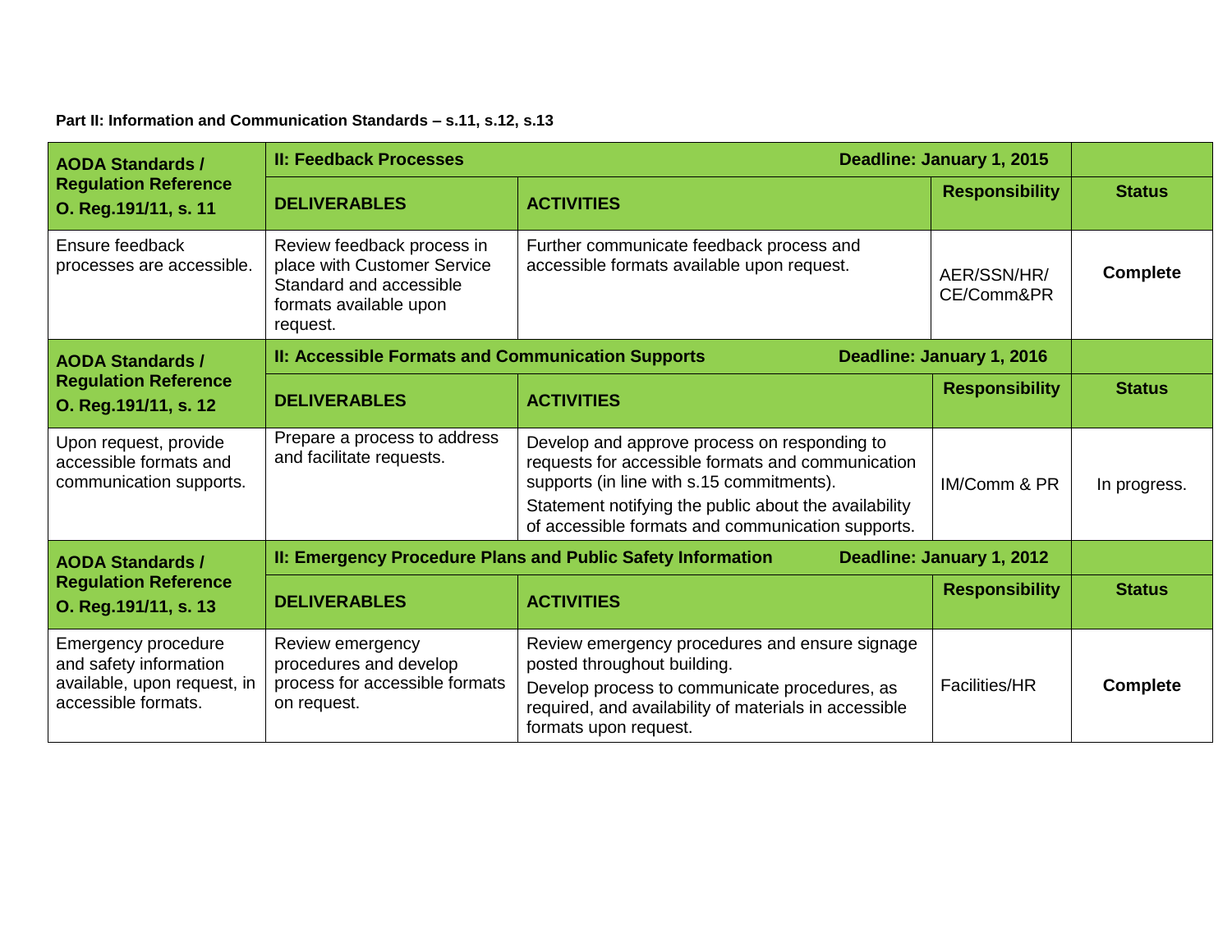**Part II: Information and Communication Standards – s.11, s.12, s.13**

| AODA Standards / Regulation Reference O. Reg.191/11, s. 11 | II: Feedback Processes | Deadline: January 1, 2015 | | |
|---|---|---|---|---|
| | **DELIVERABLES** | **ACTIVITIES** | **Responsibility** | **Status** |
| Ensure feedback processes are accessible. | Review feedback process in place with Customer Service Standard and accessible formats available upon request. | Further communicate feedback process and accessible formats available upon request. | AER/SSN/HR/ CE/Comm&PR | **Complete** |
| **AODA Standards / Regulation Reference O. Reg.191/11, s. 12** | **II: Accessible Formats and Communication Supports** | **Deadline: January 1, 2016** | | |
| | **DELIVERABLES** | **ACTIVITIES** | **Responsibility** | **Status** |
| Upon request, provide accessible formats and communication supports. | Prepare a process to address and facilitate requests. | Develop and approve process on responding to requests for accessible formats and communication supports (in line with s.15 commitments).<br>Statement notifying the public about the availability of accessible formats and communication supports. | IM/Comm & PR | In progress. |
| **AODA Standards / Regulation Reference O. Reg.191/11, s. 13** | **II: Emergency Procedure Plans and Public Safety Information** | **Deadline: January 1, 2012** | | |
| | **DELIVERABLES** | **ACTIVITIES** | **Responsibility** | **Status** |
| Emergency procedure and safety information available, upon request, in accessible formats. | Review emergency procedures and develop process for accessible formats on request. | Review emergency procedures and ensure signage posted throughout building.<br>Develop process to communicate procedures, as required, and availability of materials in accessible formats upon request. | Facilities/HR | **Complete** |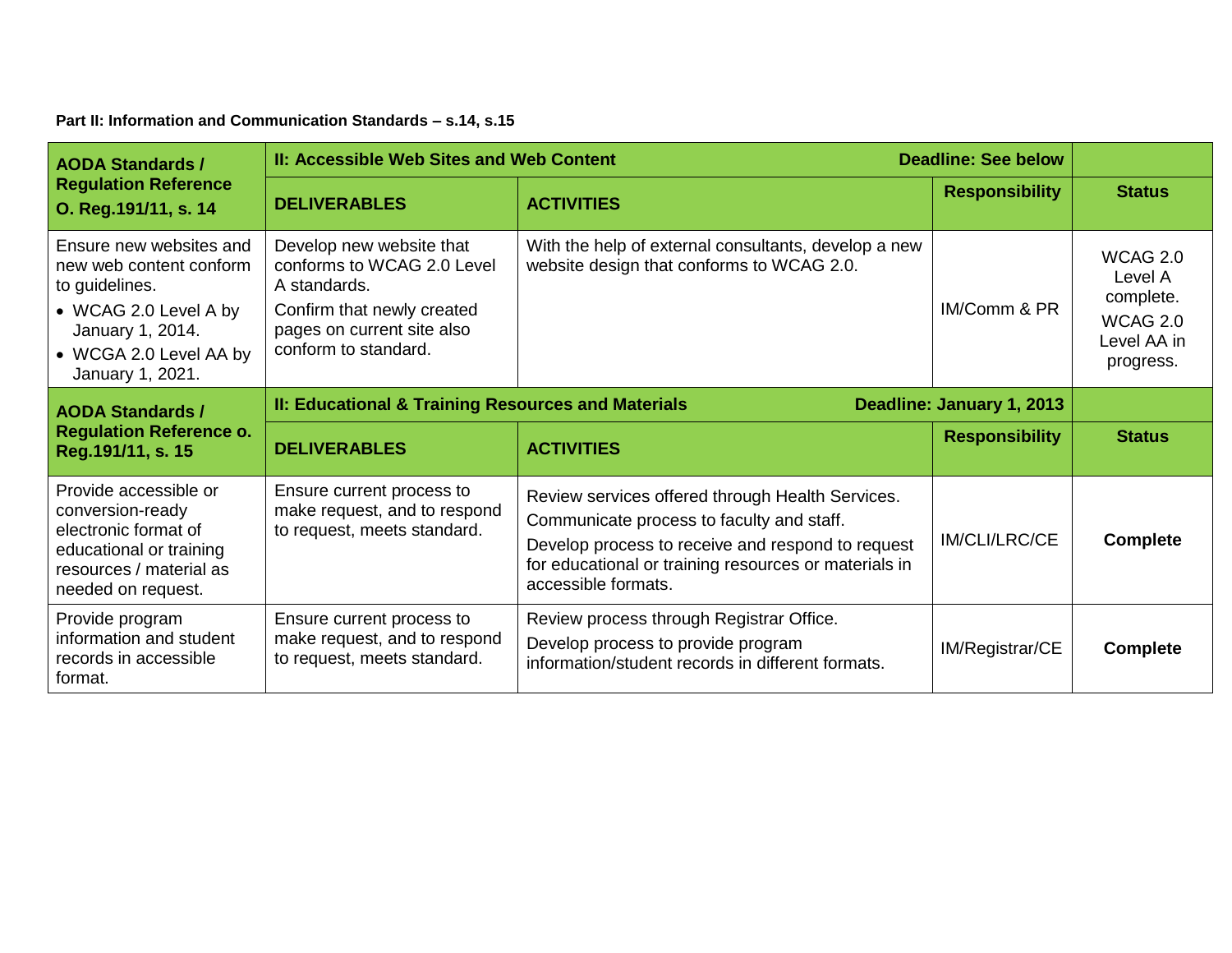**Part II: Information and Communication Standards – s.14, s.15**

| **AODA Standards / Regulation Reference O. Reg.191/11, s. 14** | **II: Accessible Web Sites and Web Content** | **Deadline: See below** | | |
|---|---|---|---|---|
| | **DELIVERABLES** | **ACTIVITIES** | **Responsibility** | **Status** |
| Ensure new websites and new web content conform to guidelines.<br>• WCAG 2.0 Level A by January 1, 2014.<br>• WCGA 2.0 Level AA by January 1, 2021. | Develop new website that conforms to WCAG 2.0 Level A standards.<br>Confirm that newly created pages on current site also conform to standard. | With the help of external consultants, develop a new website design that conforms to WCAG 2.0. | IM/Comm & PR | WCAG 2.0 Level A complete.<br>WCAG 2.0 Level AA in progress. |
| **AODA Standards / Regulation Reference o. Reg.191/11, s. 15** | **II: Educational & Training Resources and Materials** | **Deadline: January 1, 2013** | | |
| | **DELIVERABLES** | **ACTIVITIES** | **Responsibility** | **Status** |
| Provide accessible or conversion-ready electronic format of educational or training resources / material as needed on request. | Ensure current process to make request, and to respond to request, meets standard. | Review services offered through Health Services.<br>Communicate process to faculty and staff.<br>Develop process to receive and respond to request for educational or training resources or materials in accessible formats. | IM/CLI/LRC/CE | **Complete** |
| Provide program information and student records in accessible format. | Ensure current process to make request, and to respond to request, meets standard. | Review process through Registrar Office.<br>Develop process to provide program information/student records in different formats. | IM/Registrar/CE | **Complete** |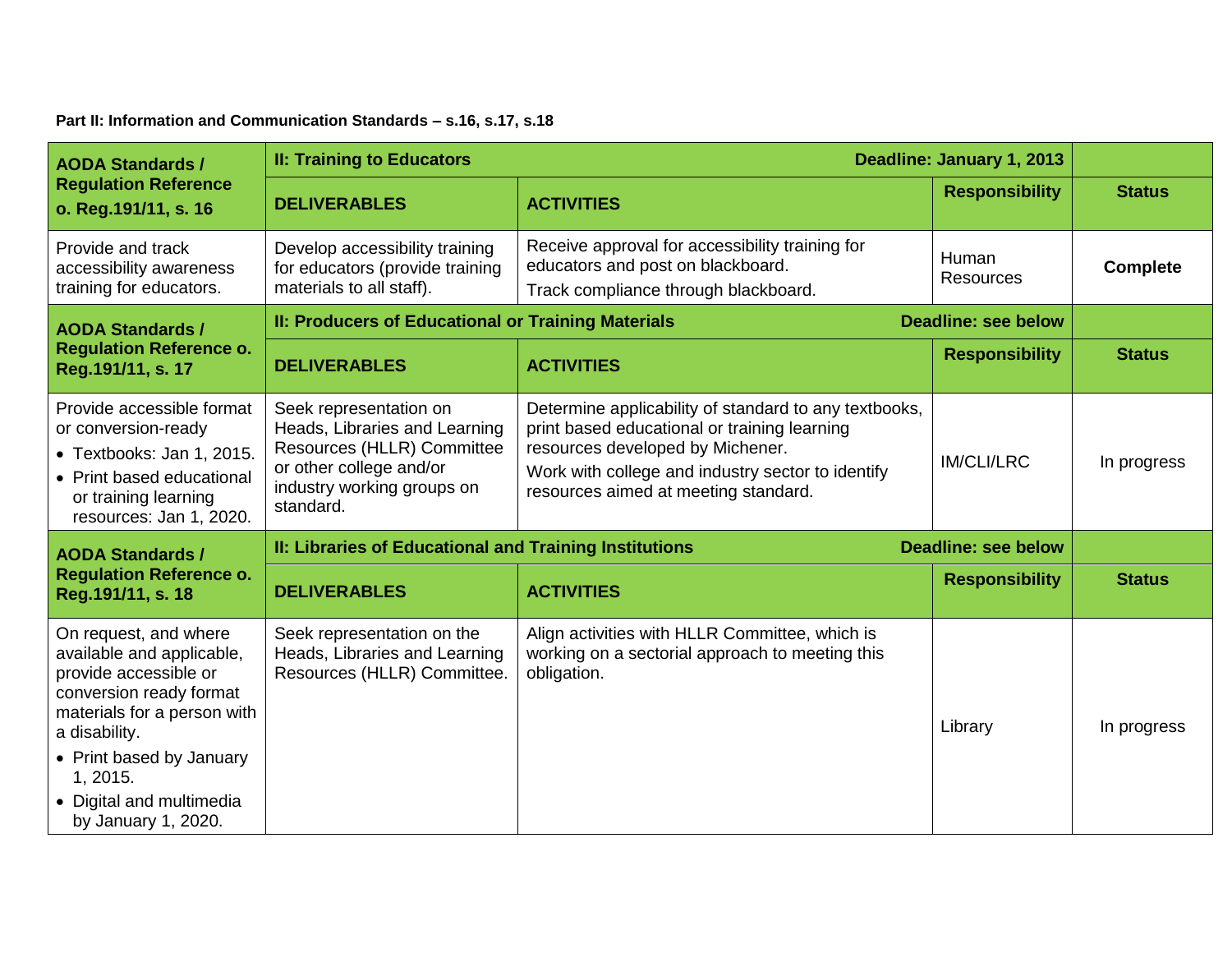**Part II: Information and Communication Standards – s.16, s.17, s.18**

| AODA Standards / Regulation Reference o. Reg.191/11, s. 16 | II: Training to Educators | Deadline: January 1, 2013 | | |
|---|---|---|---|---|
| | **DELIVERABLES** | **ACTIVITIES** | **Responsibility** | **Status** |
| Provide and track accessibility awareness training for educators. | Develop accessibility training for educators (provide training materials to all staff). | Receive approval for accessibility training for educators and post on blackboard. Track compliance through blackboard. | Human Resources | **Complete** |
| **AODA Standards / Regulation Reference o. Reg.191/11, s. 17** | **II: Producers of Educational or Training Materials** | **Deadline: see below** | | |
| | **DELIVERABLES** | **ACTIVITIES** | **Responsibility** | **Status** |
| Provide accessible format or conversion-ready<br>• Textbooks: Jan 1, 2015.<br>• Print based educational or training learning resources: Jan 1, 2020. | Seek representation on Heads, Libraries and Learning Resources (HLLR) Committee or other college and/or industry working groups on standard. | Determine applicability of standard to any textbooks, print based educational or training learning resources developed by Michener. Work with college and industry sector to identify resources aimed at meeting standard. | IM/CLI/LRC | In progress |
| **AODA Standards / Regulation Reference o. Reg.191/11, s. 18** | **II: Libraries of Educational and Training Institutions** | **Deadline: see below** | | |
| | **DELIVERABLES** | **ACTIVITIES** | **Responsibility** | **Status** |
| On request, and where available and applicable, provide accessible or conversion ready format materials for a person with a disability.<br>• Print based by January 1, 2015.<br>• Digital and multimedia by January 1, 2020. | Seek representation on the Heads, Libraries and Learning Resources (HLLR) Committee. | Align activities with HLLR Committee, which is working on a sectorial approach to meeting this obligation. | Library | In progress |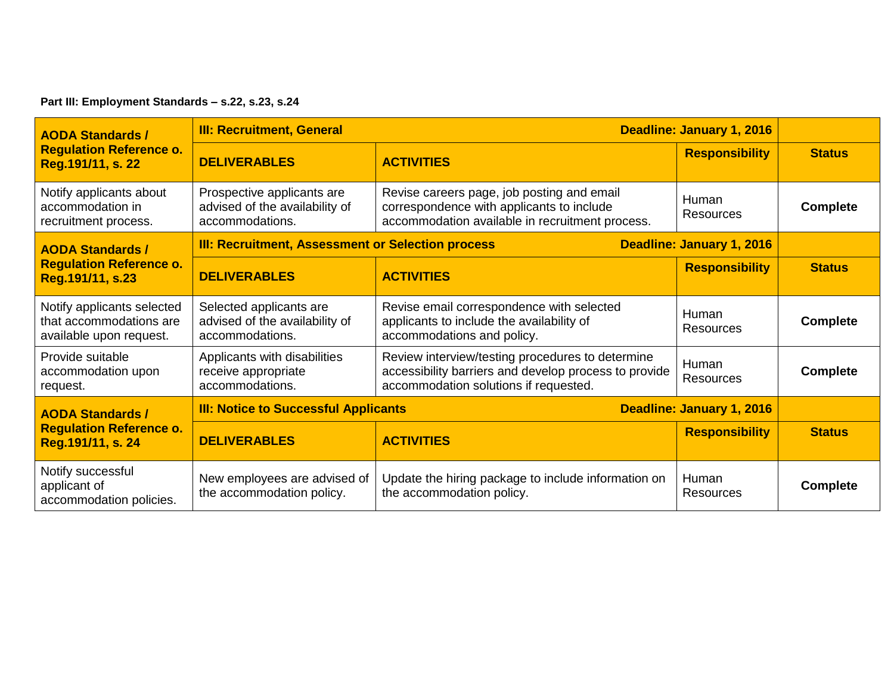**Part III: Employment Standards – s.22, s.23, s.24**

| AODA Standards / Regulation Reference o. Reg.191/11, s. 22 | III: Recruitment, General | Deadline: January 1, 2016 | | |
|---|---|---|---|---|
| | **DELIVERABLES** | **ACTIVITIES** | **Responsibility** | **Status** |
| Notify applicants about accommodation in recruitment process. | Prospective applicants are advised of the availability of accommodations. | Revise careers page, job posting and email correspondence with applicants to include accommodation available in recruitment process. | Human Resources | **Complete** |
| **AODA Standards / Regulation Reference o. Reg.191/11, s.23** | **III: Recruitment, Assessment or Selection process** | **Deadline: January 1, 2016** | | |
| | **DELIVERABLES** | **ACTIVITIES** | **Responsibility** | **Status** |
| Notify applicants selected that accommodations are available upon request. | Selected applicants are advised of the availability of accommodations. | Revise email correspondence with selected applicants to include the availability of accommodations and policy. | Human Resources | **Complete** |
| Provide suitable accommodation upon request. | Applicants with disabilities receive appropriate accommodations. | Review interview/testing procedures to determine accessibility barriers and develop process to provide accommodation solutions if requested. | Human Resources | **Complete** |
| **AODA Standards / Regulation Reference o. Reg.191/11, s. 24** | **III: Notice to Successful Applicants** | **Deadline: January 1, 2016** | | |
| | **DELIVERABLES** | **ACTIVITIES** | **Responsibility** | **Status** |
| Notify successful applicant of accommodation policies. | New employees are advised of the accommodation policy. | Update the hiring package to include information on the accommodation policy. | Human Resources | **Complete** |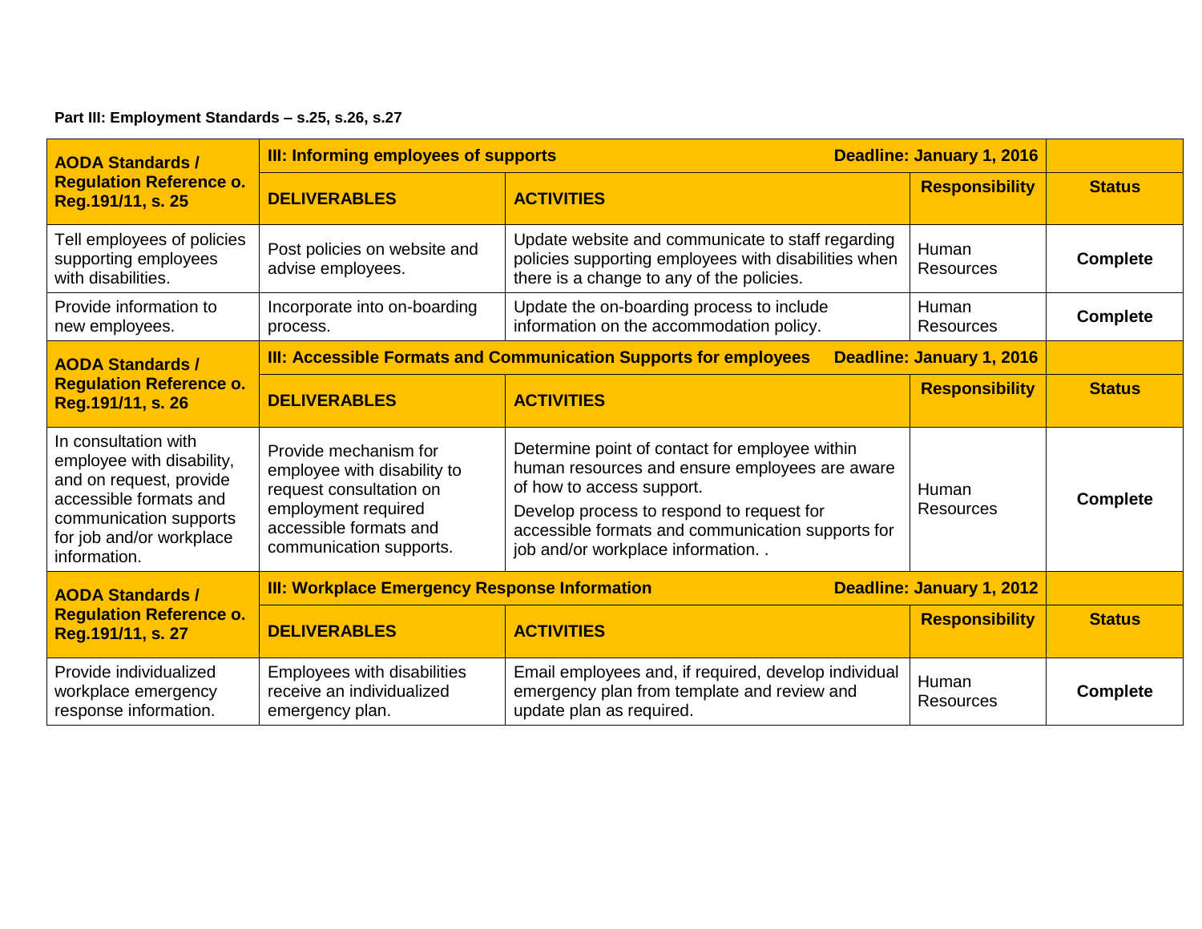**Part III: Employment Standards – s.25, s.26, s.27**

| AODA Standards / Regulation Reference o. Reg.191/11, s. 25 | III: Informing employees of supports | Deadline: January 1, 2016 | | |
|---|---|---|---|---|
| | **DELIVERABLES** | **ACTIVITIES** | **Responsibility** | **Status** |
| Tell employees of policies supporting employees with disabilities. | Post policies on website and advise employees. | Update website and communicate to staff regarding policies supporting employees with disabilities when there is a change to any of the policies. | Human Resources | **Complete** |
| Provide information to new employees. | Incorporate into on-boarding process. | Update the on-boarding process to include information on the accommodation policy. | Human Resources | **Complete** |
| **AODA Standards / Regulation Reference o. Reg.191/11, s. 26** | **III: Accessible Formats and Communication Supports for employees** | **Deadline: January 1, 2016** | | |
| | **DELIVERABLES** | **ACTIVITIES** | **Responsibility** | **Status** |
| In consultation with employee with disability, and on request, provide accessible formats and communication supports for job and/or workplace information. | Provide mechanism for employee with disability to request consultation on employment required accessible formats and communication supports. | Determine point of contact for employee within human resources and ensure employees are aware of how to access support.<br>Develop process to respond to request for accessible formats and communication supports for job and/or workplace information. . | Human Resources | **Complete** |
| **AODA Standards / Regulation Reference o. Reg.191/11, s. 27** | **III: Workplace Emergency Response Information** | **Deadline: January 1, 2012** | | |
| | **DELIVERABLES** | **ACTIVITIES** | **Responsibility** | **Status** |
| Provide individualized workplace emergency response information. | Employees with disabilities receive an individualized emergency plan. | Email employees and, if required, develop individual emergency plan from template and review and update plan as required. | Human Resources | **Complete** |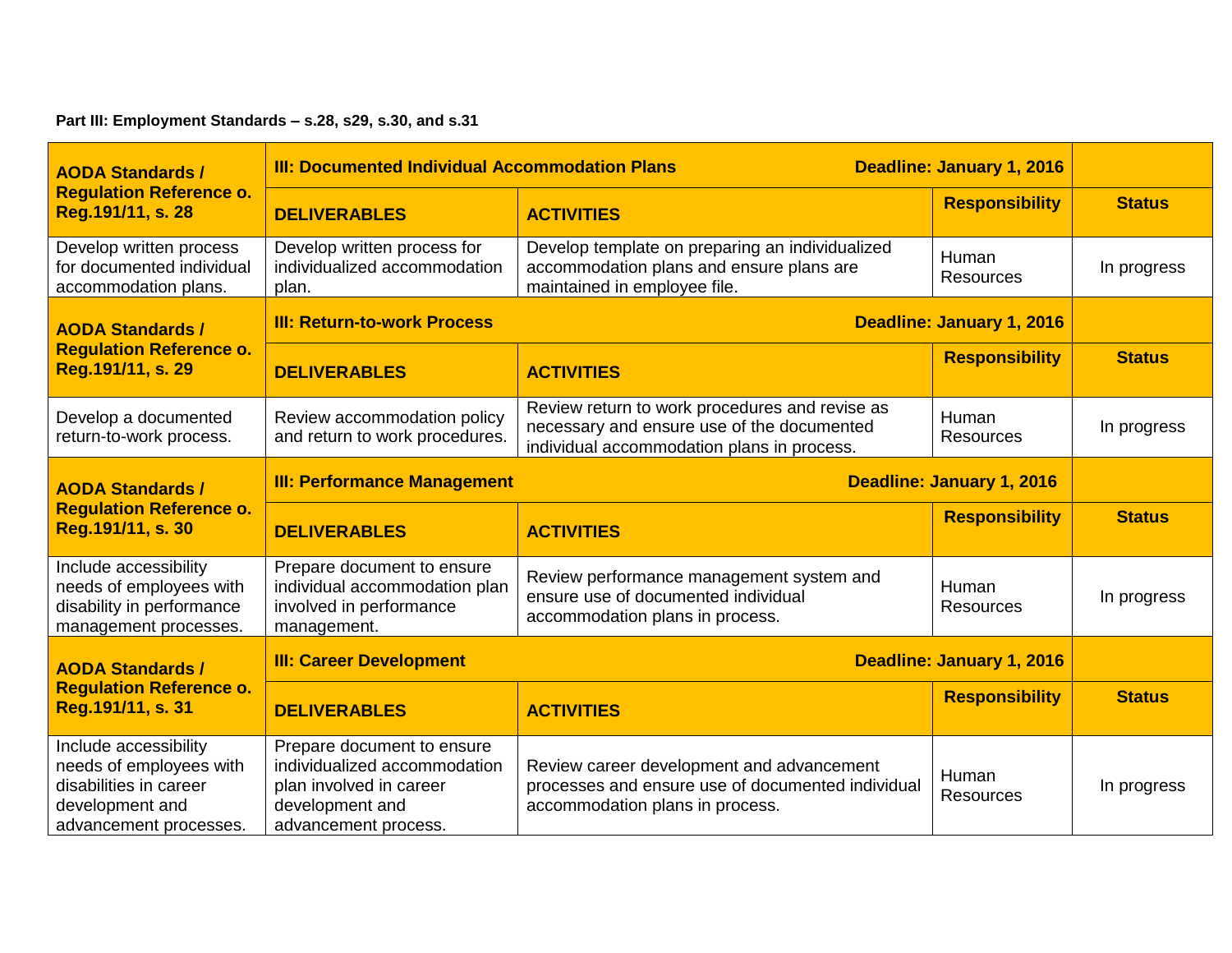**Part III: Employment Standards – s.28, s29, s.30, and s.31**

| AODA Standards / Regulation Reference o. Reg.191/11, s. 28 | III: Documented Individual Accommodation Plans | Deadline: January 1, 2016 | | |
|---|---|---|---|---|
| | **DELIVERABLES** | **ACTIVITIES** | **Responsibility** | **Status** |
| Develop written process for documented individual accommodation plans. | Develop written process for individualized accommodation plan. | Develop template on preparing an individualized accommodation plans and ensure plans are maintained in employee file. | Human Resources | In progress |
| **AODA Standards / Regulation Reference o. Reg.191/11, s. 29** | **III: Return-to-work Process** | **Deadline: January 1, 2016** | | |
| | **DELIVERABLES** | **ACTIVITIES** | **Responsibility** | **Status** |
| Develop a documented return-to-work process. | Review accommodation policy and return to work procedures. | Review return to work procedures and revise as necessary and ensure use of the documented individual accommodation plans in process. | Human Resources | In progress |
| **AODA Standards / Regulation Reference o. Reg.191/11, s. 30** | **III: Performance Management** | **Deadline: January 1, 2016** | | |
| | **DELIVERABLES** | **ACTIVITIES** | **Responsibility** | **Status** |
| Include accessibility needs of employees with disability in performance management processes. | Prepare document to ensure individual accommodation plan involved in performance management. | Review performance management system and ensure use of documented individual accommodation plans in process. | Human Resources | In progress |
| **AODA Standards / Regulation Reference o. Reg.191/11, s. 31** | **III: Career Development** | **Deadline: January 1, 2016** | | |
| | **DELIVERABLES** | **ACTIVITIES** | **Responsibility** | **Status** |
| Include accessibility needs of employees with disabilities in career development and advancement processes. | Prepare document to ensure individualized accommodation plan involved in career development and advancement process. | Review career development and advancement processes and ensure use of documented individual accommodation plans in process. | Human Resources | In progress |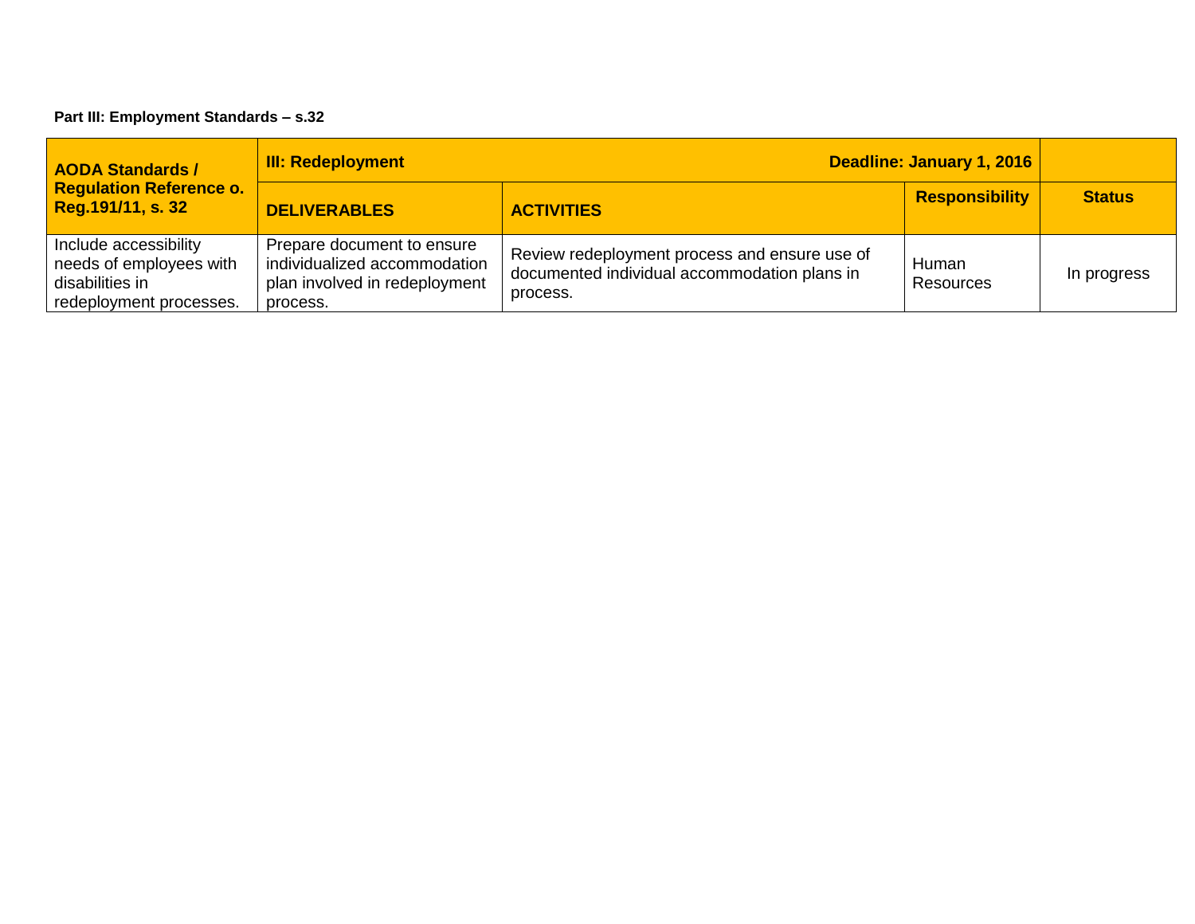**Part III: Employment Standards – s.32**

| AODA Standards / Regulation Reference o. Reg.191/11, s. 32 | III: Redeployment | Deadline: January 1, 2016 | | |
|---|---|---|---|---|
| | **DELIVERABLES** | **ACTIVITIES** | **Responsibility** | **Status** |
| Include accessibility needs of employees with disabilities in redeployment processes. | Prepare document to ensure individualized accommodation plan involved in redeployment process. | Review redeployment process and ensure use of documented individual accommodation plans in process. | Human Resources | In progress |